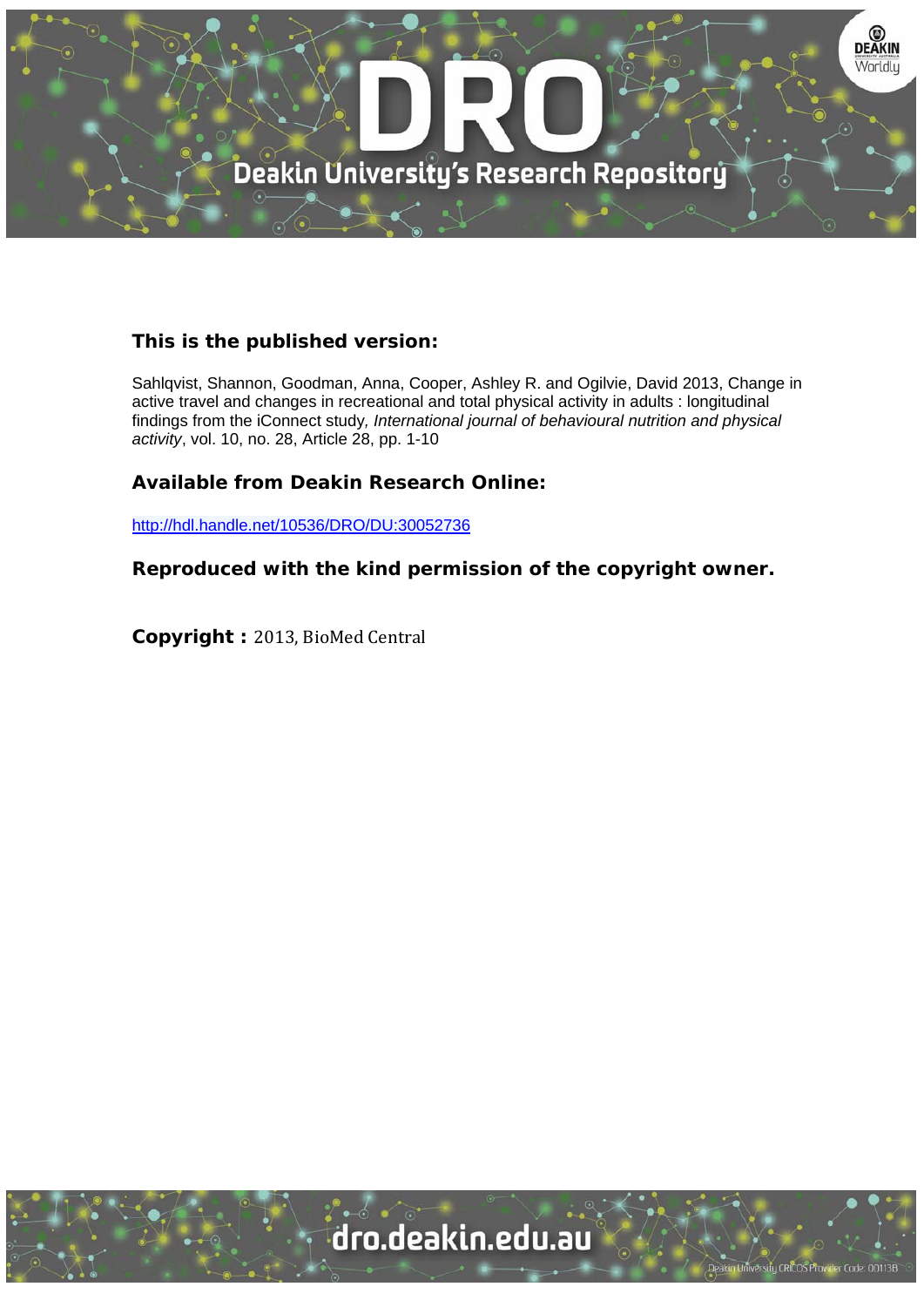**This is the published version:**

Sahlqvist, Shannon, Goodman, Anna, Cooper, Ashley R. and Ogilvie, David 2013, Change in active travel and changes in recreational and total physical activity in adults : longitudinal findings from the iConnect study, *International journal of behavioural nutrition and physical activity*, vol. 10, no. 28, Article 28, pp. 1-10

**Available from Deakin Research Online:**

http://hdl.handle.net/10536/DRO/DU:30052736

**Reproduced with the kind permission of the copyright owner.**

**Copyright :** 2013, BioMed Central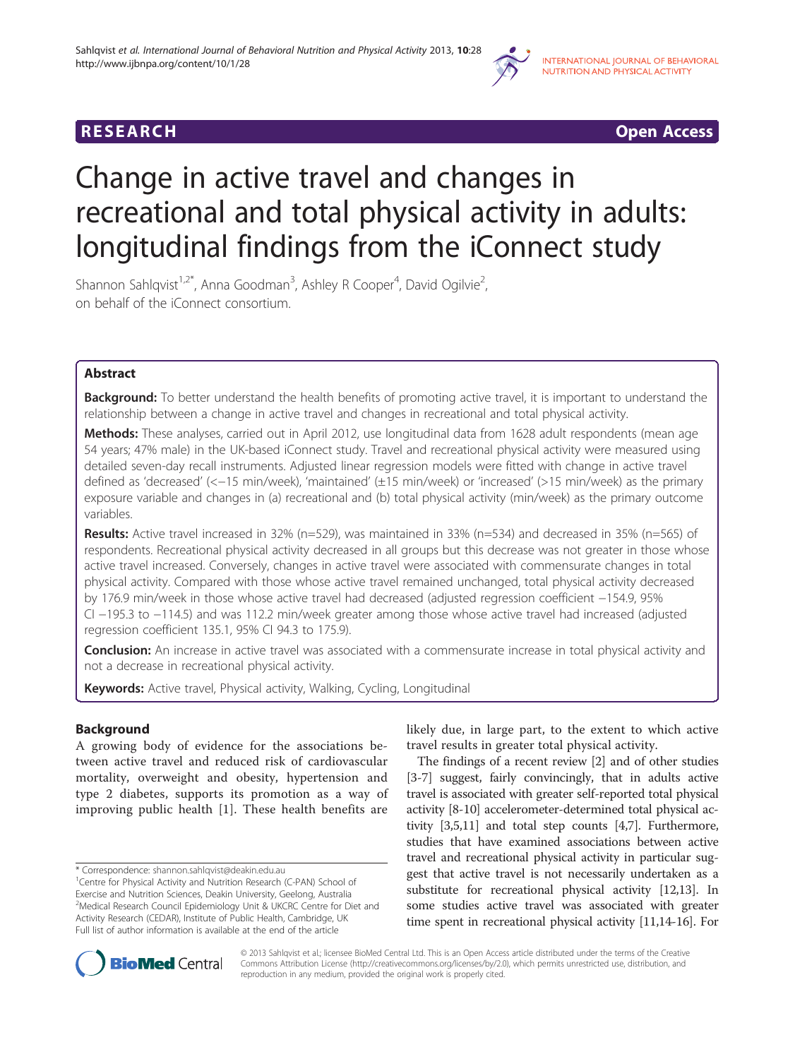# Change in active travel and changes in recreational and total physical activity in adults: longitudinal findings from the iConnect study

Shannon Sahlqvist[1,2*], Anna Goodman[3], Ashley R Cooper[4], David Ogilvie[2], on behalf of the iConnect consortium.

## Abstract

**Background:** To better understand the health benefits of promoting active travel, it is important to understand the relationship between a change in active travel and changes in recreational and total physical activity.

**Methods:** These analyses, carried out in April 2012, use longitudinal data from 1628 adult respondents (mean age 54 years; 47% male) in the UK-based iConnect study. Travel and recreational physical activity were measured using detailed seven-day recall instruments. Adjusted linear regression models were fitted with change in active travel defined as 'decreased' (<−15 min/week), 'maintained' (±15 min/week) or 'increased' (>15 min/week) as the primary exposure variable and changes in (a) recreational and (b) total physical activity (min/week) as the primary outcome variables.

**Results:** Active travel increased in 32% (n=529), was maintained in 33% (n=534) and decreased in 35% (n=565) of respondents. Recreational physical activity decreased in all groups but this decrease was not greater in those whose active travel increased. Conversely, changes in active travel were associated with commensurate changes in total physical activity. Compared with those whose active travel remained unchanged, total physical activity decreased by 176.9 min/week in those whose active travel had decreased (adjusted regression coefficient −154.9, 95% CI −195.3 to −114.5) and was 112.2 min/week greater among those whose active travel had increased (adjusted regression coefficient 135.1, 95% CI 94.3 to 175.9).

**Conclusion:** An increase in active travel was associated with a commensurate increase in total physical activity and not a decrease in recreational physical activity.

**Keywords:** Active travel, Physical activity, Walking, Cycling, Longitudinal

## Background

A growing body of evidence for the associations between active travel and reduced risk of cardiovascular mortality, overweight and obesity, hypertension and type 2 diabetes, supports its promotion as a way of improving public health [1]. These health benefits are likely due, in large part, to the extent to which active travel results in greater total physical activity.

The findings of a recent review [2] and of other studies [3-7] suggest, fairly convincingly, that in adults active travel is associated with greater self-reported total physical activity [8-10] accelerometer-determined total physical activity [3,5,11] and total step counts [4,7]. Furthermore, studies that have examined associations between active travel and recreational physical activity in particular suggest that active travel is not necessarily undertaken as a substitute for recreational physical activity [12,13]. In some studies active travel was associated with greater time spent in recreational physical activity [11,14-16]. For

* Correspondence: shannon.sahlqvist@deakin.edu.au
[1]Centre for Physical Activity and Nutrition Research (C-PAN) School of Exercise and Nutrition Sciences, Deakin University, Geelong, Australia
[2]Medical Research Council Epidemiology Unit & UKCRC Centre for Diet and Activity Research (CEDAR), Institute of Public Health, Cambridge, UK
Full list of author information is available at the end of the article

© 2013 Sahlqvist et al.; licensee BioMed Central Ltd. This is an Open Access article distributed under the terms of the Creative Commons Attribution License (http://creativecommons.org/licenses/by/2.0), which permits unrestricted use, distribution, and reproduction in any medium, provided the original work is properly cited.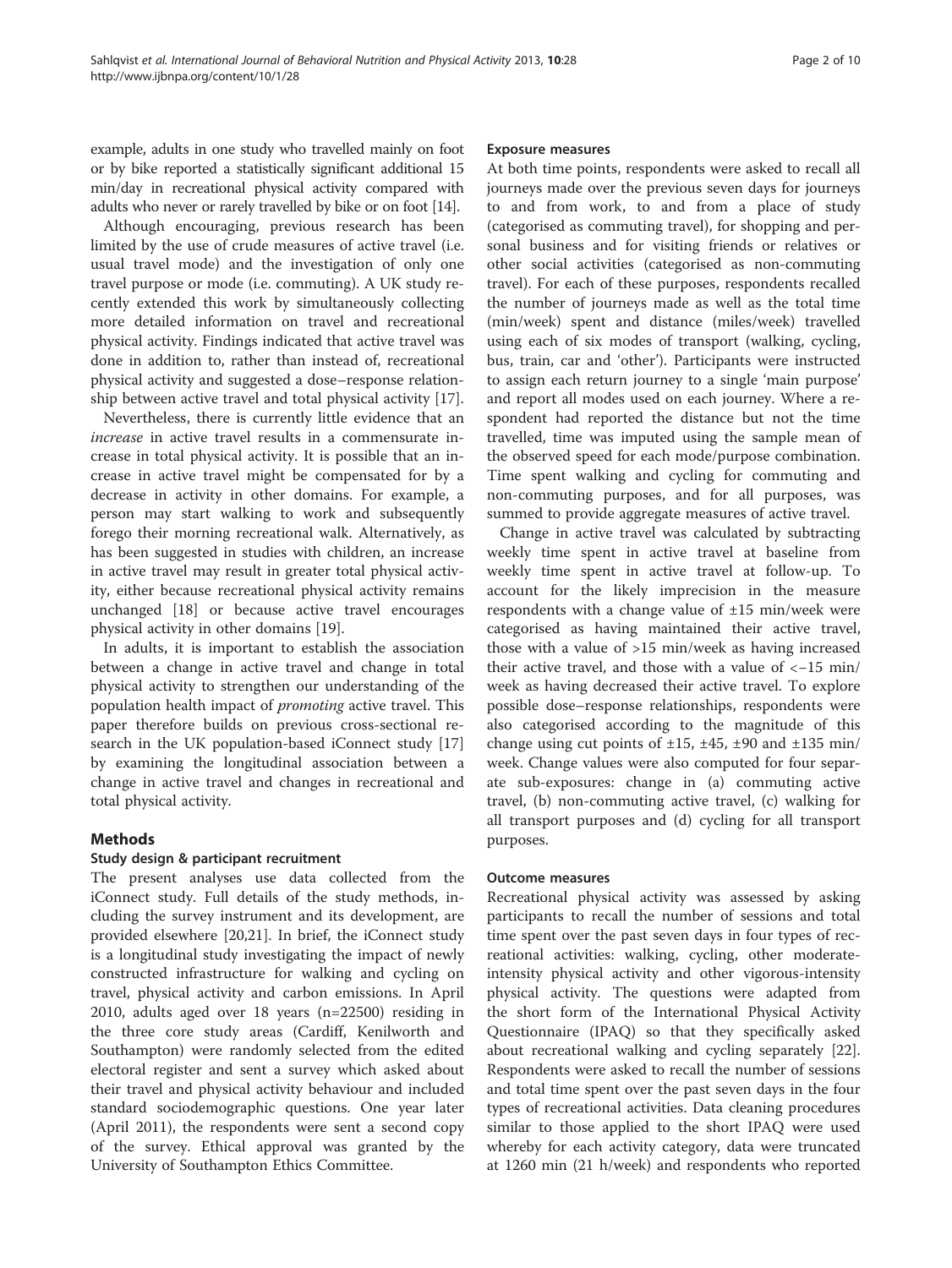example, adults in one study who travelled mainly on foot or by bike reported a statistically significant additional 15 min/day in recreational physical activity compared with adults who never or rarely travelled by bike or on foot [14].

Although encouraging, previous research has been limited by the use of crude measures of active travel (i.e. usual travel mode) and the investigation of only one travel purpose or mode (i.e. commuting). A UK study recently extended this work by simultaneously collecting more detailed information on travel and recreational physical activity. Findings indicated that active travel was done in addition to, rather than instead of, recreational physical activity and suggested a dose–response relationship between active travel and total physical activity [17].

Nevertheless, there is currently little evidence that an *increase* in active travel results in a commensurate increase in total physical activity. It is possible that an increase in active travel might be compensated for by a decrease in activity in other domains. For example, a person may start walking to work and subsequently forego their morning recreational walk. Alternatively, as has been suggested in studies with children, an increase in active travel may result in greater total physical activity, either because recreational physical activity remains unchanged [18] or because active travel encourages physical activity in other domains [19].

In adults, it is important to establish the association between a change in active travel and change in total physical activity to strengthen our understanding of the population health impact of *promoting* active travel. This paper therefore builds on previous cross-sectional research in the UK population-based iConnect study [17] by examining the longitudinal association between a change in active travel and changes in recreational and total physical activity.

## Methods

### Study design & participant recruitment

The present analyses use data collected from the iConnect study. Full details of the study methods, including the survey instrument and its development, are provided elsewhere [20,21]. In brief, the iConnect study is a longitudinal study investigating the impact of newly constructed infrastructure for walking and cycling on travel, physical activity and carbon emissions. In April 2010, adults aged over 18 years (n=22500) residing in the three core study areas (Cardiff, Kenilworth and Southampton) were randomly selected from the edited electoral register and sent a survey which asked about their travel and physical activity behaviour and included standard sociodemographic questions. One year later (April 2011), the respondents were sent a second copy of the survey. Ethical approval was granted by the University of Southampton Ethics Committee.

### Exposure measures

At both time points, respondents were asked to recall all journeys made over the previous seven days for journeys to and from work, to and from a place of study (categorised as commuting travel), for shopping and personal business and for visiting friends or relatives or other social activities (categorised as non-commuting travel). For each of these purposes, respondents recalled the number of journeys made as well as the total time (min/week) spent and distance (miles/week) travelled using each of six modes of transport (walking, cycling, bus, train, car and 'other'). Participants were instructed to assign each return journey to a single 'main purpose' and report all modes used on each journey. Where a respondent had reported the distance but not the time travelled, time was imputed using the sample mean of the observed speed for each mode/purpose combination. Time spent walking and cycling for commuting and non-commuting purposes, and for all purposes, was summed to provide aggregate measures of active travel.

Change in active travel was calculated by subtracting weekly time spent in active travel at baseline from weekly time spent in active travel at follow-up. To account for the likely imprecision in the measure respondents with a change value of ±15 min/week were categorised as having maintained their active travel, those with a value of >15 min/week as having increased their active travel, and those with a value of <−15 min/week as having decreased their active travel. To explore possible dose–response relationships, respondents were also categorised according to the magnitude of this change using cut points of ±15, ±45, ±90 and ±135 min/week. Change values were also computed for four separate sub-exposures: change in (a) commuting active travel, (b) non-commuting active travel, (c) walking for all transport purposes and (d) cycling for all transport purposes.

### Outcome measures

Recreational physical activity was assessed by asking participants to recall the number of sessions and total time spent over the past seven days in four types of recreational activities: walking, cycling, other moderate-intensity physical activity and other vigorous-intensity physical activity. The questions were adapted from the short form of the International Physical Activity Questionnaire (IPAQ) so that they specifically asked about recreational walking and cycling separately [22]. Respondents were asked to recall the number of sessions and total time spent over the past seven days in the four types of recreational activities. Data cleaning procedures similar to those applied to the short IPAQ were used whereby for each activity category, data were truncated at 1260 min (21 h/week) and respondents who reported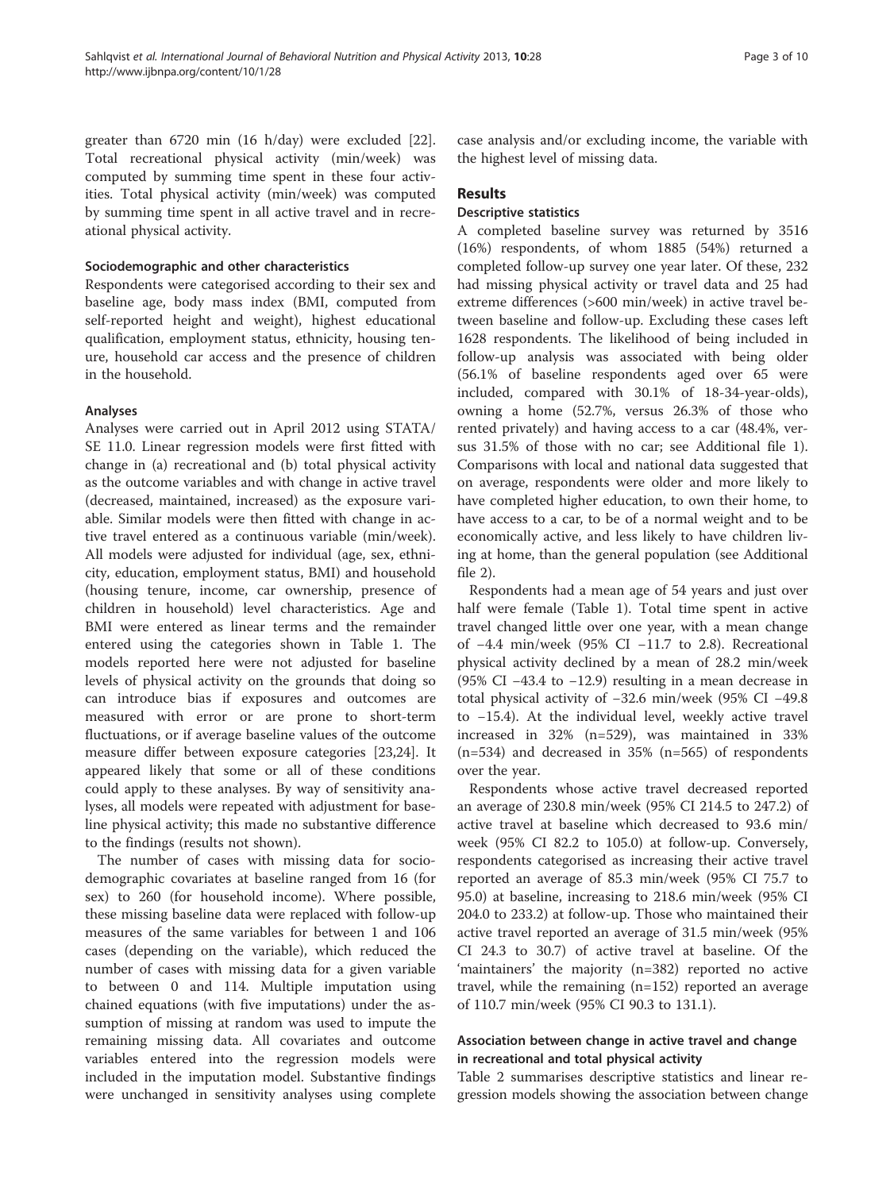greater than 6720 min (16 h/day) were excluded [22]. Total recreational physical activity (min/week) was computed by summing time spent in these four activities. Total physical activity (min/week) was computed by summing time spent in all active travel and in recreational physical activity.

### Sociodemographic and other characteristics

Respondents were categorised according to their sex and baseline age, body mass index (BMI, computed from self-reported height and weight), highest educational qualification, employment status, ethnicity, housing tenure, household car access and the presence of children in the household.

### Analyses

Analyses were carried out in April 2012 using STATA/SE 11.0. Linear regression models were first fitted with change in (a) recreational and (b) total physical activity as the outcome variables and with change in active travel (decreased, maintained, increased) as the exposure variable. Similar models were then fitted with change in active travel entered as a continuous variable (min/week). All models were adjusted for individual (age, sex, ethnicity, education, employment status, BMI) and household (housing tenure, income, car ownership, presence of children in household) level characteristics. Age and BMI were entered as linear terms and the remainder entered using the categories shown in Table 1. The models reported here were not adjusted for baseline levels of physical activity on the grounds that doing so can introduce bias if exposures and outcomes are measured with error or are prone to short-term fluctuations, or if average baseline values of the outcome measure differ between exposure categories [23,24]. It appeared likely that some or all of these conditions could apply to these analyses. By way of sensitivity analyses, all models were repeated with adjustment for baseline physical activity; this made no substantive difference to the findings (results not shown).

The number of cases with missing data for sociodemographic covariates at baseline ranged from 16 (for sex) to 260 (for household income). Where possible, these missing baseline data were replaced with follow-up measures of the same variables for between 1 and 106 cases (depending on the variable), which reduced the number of cases with missing data for a given variable to between 0 and 114. Multiple imputation using chained equations (with five imputations) under the assumption of missing at random was used to impute the remaining missing data. All covariates and outcome variables entered into the regression models were included in the imputation model. Substantive findings were unchanged in sensitivity analyses using complete case analysis and/or excluding income, the variable with the highest level of missing data.

## Results

### Descriptive statistics

A completed baseline survey was returned by 3516 (16%) respondents, of whom 1885 (54%) returned a completed follow-up survey one year later. Of these, 232 had missing physical activity or travel data and 25 had extreme differences (>600 min/week) in active travel between baseline and follow-up. Excluding these cases left 1628 respondents. The likelihood of being included in follow-up analysis was associated with being older (56.1% of baseline respondents aged over 65 were included, compared with 30.1% of 18-34-year-olds), owning a home (52.7%, versus 26.3% of those who rented privately) and having access to a car (48.4%, versus 31.5% of those with no car; see Additional file 1). Comparisons with local and national data suggested that on average, respondents were older and more likely to have completed higher education, to own their home, to have access to a car, to be of a normal weight and to be economically active, and less likely to have children living at home, than the general population (see Additional file 2).

Respondents had a mean age of 54 years and just over half were female (Table 1). Total time spent in active travel changed little over one year, with a mean change of −4.4 min/week (95% CI −11.7 to 2.8). Recreational physical activity declined by a mean of 28.2 min/week (95% CI −43.4 to −12.9) resulting in a mean decrease in total physical activity of −32.6 min/week (95% CI −49.8 to −15.4). At the individual level, weekly active travel increased in 32% (n=529), was maintained in 33% (n=534) and decreased in 35% (n=565) of respondents over the year.

Respondents whose active travel decreased reported an average of 230.8 min/week (95% CI 214.5 to 247.2) of active travel at baseline which decreased to 93.6 min/week (95% CI 82.2 to 105.0) at follow-up. Conversely, respondents categorised as increasing their active travel reported an average of 85.3 min/week (95% CI 75.7 to 95.0) at baseline, increasing to 218.6 min/week (95% CI 204.0 to 233.2) at follow-up. Those who maintained their active travel reported an average of 31.5 min/week (95% CI 24.3 to 30.7) of active travel at baseline. Of the 'maintainers' the majority (n=382) reported no active travel, while the remaining (n=152) reported an average of 110.7 min/week (95% CI 90.3 to 131.1).

### Association between change in active travel and change in recreational and total physical activity

Table 2 summarises descriptive statistics and linear regression models showing the association between change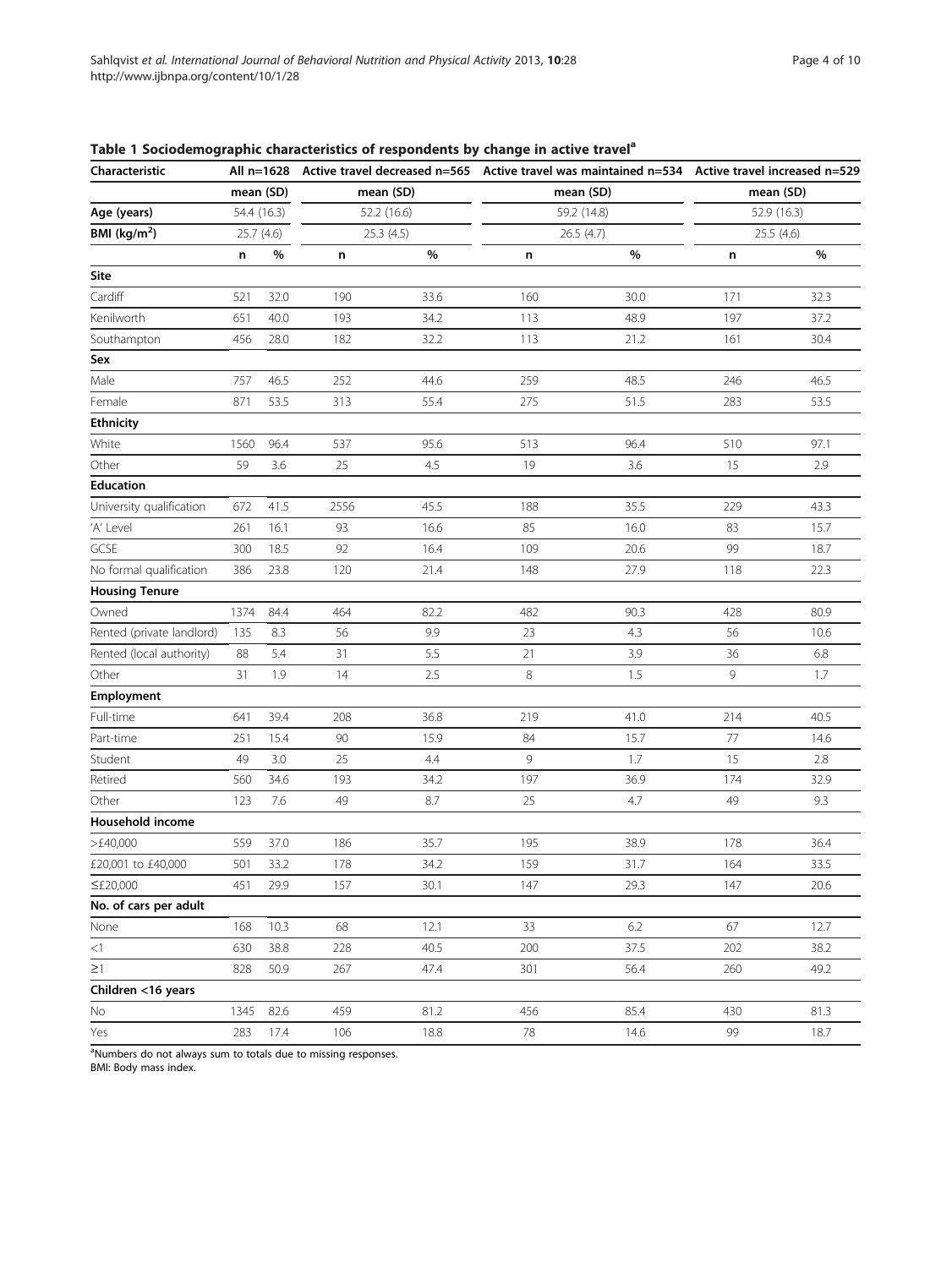**Table 1 Sociodemographic characteristics of respondents by change in active travel[a]**

| Characteristic | All n=1628 | | Active travel decreased n=565 | | Active travel was maintained n=534 | | Active travel increased n=529 | |
|---|---|---|---|---|---|---|---|---|
| | mean (SD) | | mean (SD) | | mean (SD) | | mean (SD) | |
| **Age (years)** | 54.4 (16.3) | | 52.2 (16.6) | | 59.2 (14.8) | | 52.9 (16.3) | |
| **BMI (kg/m²)** | 25.7 (4.6) | | 25.3 (4.5) | | 26.5 (4.7) | | 25.5 (4.6) | |
| | n | % | n | % | n | % | n | % |
| **Site** | | | | | | | | |
| Cardiff | 521 | 32.0 | 190 | 33.6 | 160 | 30.0 | 171 | 32.3 |
| Kenilworth | 651 | 40.0 | 193 | 34.2 | 113 | 48.9 | 197 | 37.2 |
| Southampton | 456 | 28.0 | 182 | 32.2 | 113 | 21.2 | 161 | 30.4 |
| **Sex** | | | | | | | | |
| Male | 757 | 46.5 | 252 | 44.6 | 259 | 48.5 | 246 | 46.5 |
| Female | 871 | 53.5 | 313 | 55.4 | 275 | 51.5 | 283 | 53.5 |
| **Ethnicity** | | | | | | | | |
| White | 1560 | 96.4 | 537 | 95.6 | 513 | 96.4 | 510 | 97.1 |
| Other | 59 | 3.6 | 25 | 4.5 | 19 | 3.6 | 15 | 2.9 |
| **Education** | | | | | | | | |
| University qualification | 672 | 41.5 | 2556 | 45.5 | 188 | 35.5 | 229 | 43.3 |
| 'A' Level | 261 | 16.1 | 93 | 16.6 | 85 | 16.0 | 83 | 15.7 |
| GCSE | 300 | 18.5 | 92 | 16.4 | 109 | 20.6 | 99 | 18.7 |
| No formal qualification | 386 | 23.8 | 120 | 21.4 | 148 | 27.9 | 118 | 22.3 |
| **Housing Tenure** | | | | | | | | |
| Owned | 1374 | 84.4 | 464 | 82.2 | 482 | 90.3 | 428 | 80.9 |
| Rented (private landlord) | 135 | 8.3 | 56 | 9.9 | 23 | 4.3 | 56 | 10.6 |
| Rented (local authority) | 88 | 5.4 | 31 | 5.5 | 21 | 3.9 | 36 | 6.8 |
| Other | 31 | 1.9 | 14 | 2.5 | 8 | 1.5 | 9 | 1.7 |
| **Employment** | | | | | | | | |
| Full-time | 641 | 39.4 | 208 | 36.8 | 219 | 41.0 | 214 | 40.5 |
| Part-time | 251 | 15.4 | 90 | 15.9 | 84 | 15.7 | 77 | 14.6 |
| Student | 49 | 3.0 | 25 | 4.4 | 9 | 1.7 | 15 | 2.8 |
| Retired | 560 | 34.6 | 193 | 34.2 | 197 | 36.9 | 174 | 32.9 |
| Other | 123 | 7.6 | 49 | 8.7 | 25 | 4.7 | 49 | 9.3 |
| **Household income** | | | | | | | | |
| >£40,000 | 559 | 37.0 | 186 | 35.7 | 195 | 38.9 | 178 | 36.4 |
| £20,001 to £40,000 | 501 | 33.2 | 178 | 34.2 | 159 | 31.7 | 164 | 33.5 |
| ≤£20,000 | 451 | 29.9 | 157 | 30.1 | 147 | 29.3 | 147 | 20.6 |
| **No. of cars per adult** | | | | | | | | |
| None | 168 | 10.3 | 68 | 12.1 | 33 | 6.2 | 67 | 12.7 |
| <1 | 630 | 38.8 | 228 | 40.5 | 200 | 37.5 | 202 | 38.2 |
| ≥1 | 828 | 50.9 | 267 | 47.4 | 301 | 56.4 | 260 | 49.2 |
| **Children <16 years** | | | | | | | | |
| No | 1345 | 82.6 | 459 | 81.2 | 456 | 85.4 | 430 | 81.3 |
| Yes | 283 | 17.4 | 106 | 18.8 | 78 | 14.6 | 99 | 18.7 |

[a]Numbers do not always sum to totals due to missing responses.
BMI: Body mass index.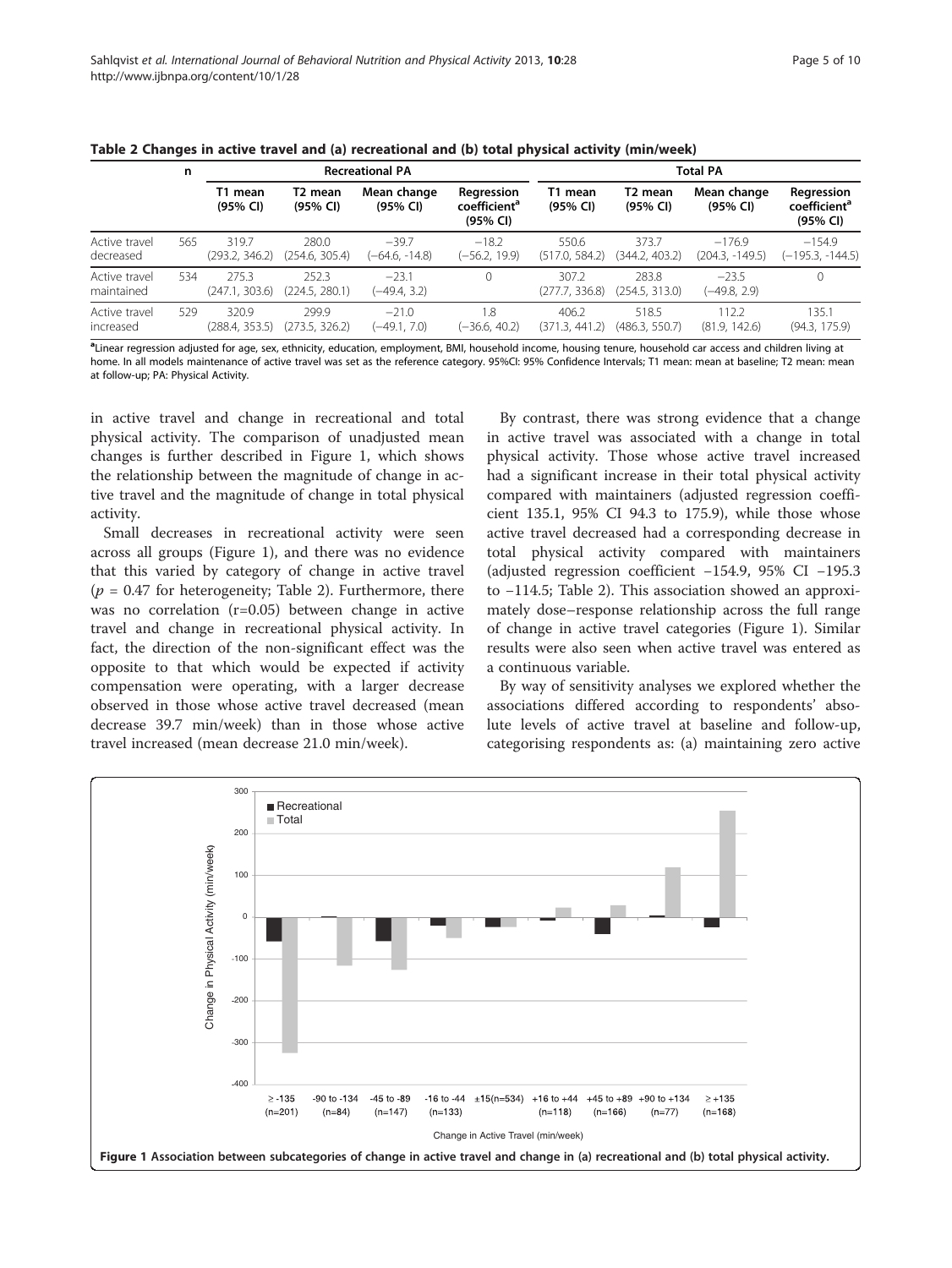**Table 2 Changes in active travel and (a) recreational and (b) total physical activity (min/week)**

| | n | Recreational PA | | | | Total PA | | | |
|---|---|---|---|---|---|---|---|---|---|
| | | T1 mean (95% CI) | T2 mean (95% CI) | Mean change (95% CI) | Regression coefficient[a] (95% CI) | T1 mean (95% CI) | T2 mean (95% CI) | Mean change (95% CI) | Regression coefficient[a] (95% CI) |
| Active travel decreased | 565 | 319.7 (293.2, 346.2) | 280.0 (254.6, 305.4) | −39.7 (−64.6, -14.8) | −18.2 (−56.2, 19.9) | 550.6 (517.0, 584.2) | 373.7 (344.2, 403.2) | −176.9 (204.3, -149.5) | −154.9 (−195.3, -144.5) |
| Active travel maintained | 534 | 275.3 (247.1, 303.6) | 252.3 (224.5, 280.1) | −23.1 (−49.4, 3.2) | 0 | 307.2 (277.7, 336.8) | 283.8 (254.5, 313.0) | −23.5 (−49.8, 2.9) | 0 |
| Active travel increased | 529 | 320.9 (288.4, 353.5) | 299.9 (273.5, 326.2) | −21.0 (−49.1, 7.0) | 1.8 (−36.6, 40.2) | 406.2 (371.3, 441.2) | 518.5 (486.3, 550.7) | 112.2 (81.9, 142.6) | 135.1 (94.3, 175.9) |

[a]Linear regression adjusted for age, sex, ethnicity, education, employment, BMI, household income, housing tenure, household car access and children living at home. In all models maintenance of active travel was set as the reference category. 95%CI: 95% Confidence Intervals; T1 mean: mean at baseline; T2 mean: mean at follow-up; PA: Physical Activity.

in active travel and change in recreational and total physical activity. The comparison of unadjusted mean changes is further described in Figure 1, which shows the relationship between the magnitude of change in active travel and the magnitude of change in total physical activity.

Small decreases in recreational activity were seen across all groups (Figure 1), and there was no evidence that this varied by category of change in active travel ($p$ = 0.47 for heterogeneity; Table 2). Furthermore, there was no correlation (r=0.05) between change in active travel and change in recreational physical activity. In fact, the direction of the non-significant effect was the opposite to that which would be expected if activity compensation were operating, with a larger decrease observed in those whose active travel decreased (mean decrease 39.7 min/week) than in those whose active travel increased (mean decrease 21.0 min/week).

By contrast, there was strong evidence that a change in active travel was associated with a change in total physical activity. Those whose active travel increased had a significant increase in their total physical activity compared with maintainers (adjusted regression coefficient 135.1, 95% CI 94.3 to 175.9), while those whose active travel decreased had a corresponding decrease in total physical activity compared with maintainers (adjusted regression coefficient −154.9, 95% CI −195.3 to −114.5; Table 2). This association showed an approximately dose–response relationship across the full range of change in active travel categories (Figure 1). Similar results were also seen when active travel was entered as a continuous variable.

By way of sensitivity analyses we explored whether the associations differed according to respondents' absolute levels of active travel at baseline and follow-up, categorising respondents as: (a) maintaining zero active

**Figure 1 Association between subcategories of change in active travel and change in (a) recreational and (b) total physical activity.**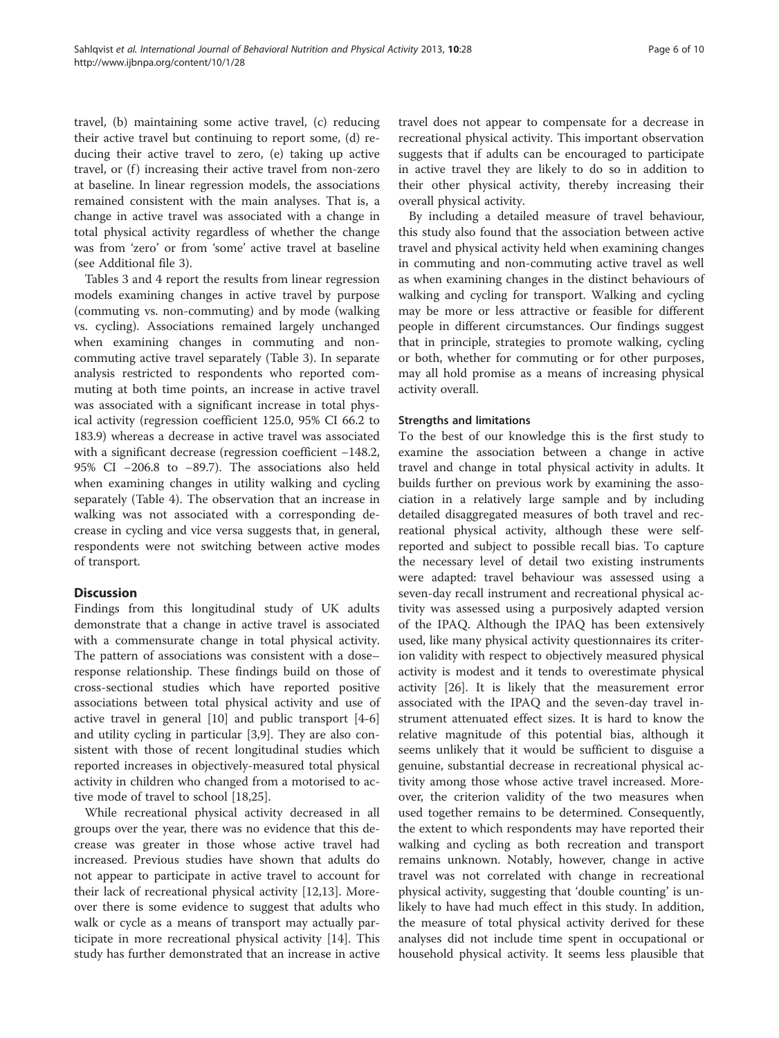travel, (b) maintaining some active travel, (c) reducing their active travel but continuing to report some, (d) reducing their active travel to zero, (e) taking up active travel, or (f) increasing their active travel from non-zero at baseline. In linear regression models, the associations remained consistent with the main analyses. That is, a change in active travel was associated with a change in total physical activity regardless of whether the change was from 'zero' or from 'some' active travel at baseline (see Additional file 3).

Tables 3 and 4 report the results from linear regression models examining changes in active travel by purpose (commuting vs. non-commuting) and by mode (walking vs. cycling). Associations remained largely unchanged when examining changes in commuting and non-commuting active travel separately (Table 3). In separate analysis restricted to respondents who reported commuting at both time points, an increase in active travel was associated with a significant increase in total physical activity (regression coefficient 125.0, 95% CI 66.2 to 183.9) whereas a decrease in active travel was associated with a significant decrease (regression coefficient −148.2, 95% CI −206.8 to −89.7). The associations also held when examining changes in utility walking and cycling separately (Table 4). The observation that an increase in walking was not associated with a corresponding decrease in cycling and vice versa suggests that, in general, respondents were not switching between active modes of transport.

## Discussion

Findings from this longitudinal study of UK adults demonstrate that a change in active travel is associated with a commensurate change in total physical activity. The pattern of associations was consistent with a dose–response relationship. These findings build on those of cross-sectional studies which have reported positive associations between total physical activity and use of active travel in general [10] and public transport [4-6] and utility cycling in particular [3,9]. They are also consistent with those of recent longitudinal studies which reported increases in objectively-measured total physical activity in children who changed from a motorised to active mode of travel to school [18,25].

While recreational physical activity decreased in all groups over the year, there was no evidence that this decrease was greater in those whose active travel had increased. Previous studies have shown that adults do not appear to participate in active travel to account for their lack of recreational physical activity [12,13]. Moreover there is some evidence to suggest that adults who walk or cycle as a means of transport may actually participate in more recreational physical activity [14]. This study has further demonstrated that an increase in active travel does not appear to compensate for a decrease in recreational physical activity. This important observation suggests that if adults can be encouraged to participate in active travel they are likely to do so in addition to their other physical activity, thereby increasing their overall physical activity.

By including a detailed measure of travel behaviour, this study also found that the association between active travel and physical activity held when examining changes in commuting and non-commuting active travel as well as when examining changes in the distinct behaviours of walking and cycling for transport. Walking and cycling may be more or less attractive or feasible for different people in different circumstances. Our findings suggest that in principle, strategies to promote walking, cycling or both, whether for commuting or for other purposes, may all hold promise as a means of increasing physical activity overall.

### Strengths and limitations

To the best of our knowledge this is the first study to examine the association between a change in active travel and change in total physical activity in adults. It builds further on previous work by examining the association in a relatively large sample and by including detailed disaggregated measures of both travel and recreational physical activity, although these were self-reported and subject to possible recall bias. To capture the necessary level of detail two existing instruments were adapted: travel behaviour was assessed using a seven-day recall instrument and recreational physical activity was assessed using a purposively adapted version of the IPAQ. Although the IPAQ has been extensively used, like many physical activity questionnaires its criterion validity with respect to objectively measured physical activity is modest and it tends to overestimate physical activity [26]. It is likely that the measurement error associated with the IPAQ and the seven-day travel instrument attenuated effect sizes. It is hard to know the relative magnitude of this potential bias, although it seems unlikely that it would be sufficient to disguise a genuine, substantial decrease in recreational physical activity among those whose active travel increased. Moreover, the criterion validity of the two measures when used together remains to be determined. Consequently, the extent to which respondents may have reported their walking and cycling as both recreation and transport remains unknown. Notably, however, change in active travel was not correlated with change in recreational physical activity, suggesting that 'double counting' is unlikely to have had much effect in this study. In addition, the measure of total physical activity derived for these analyses did not include time spent in occupational or household physical activity. It seems less plausible that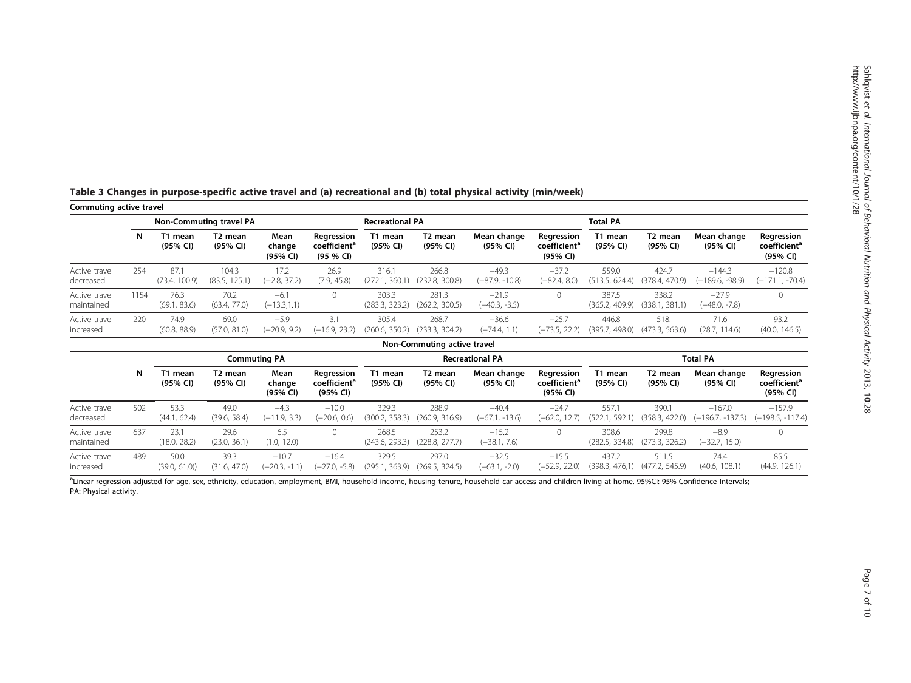**Table 3 Changes in purpose-specific active travel and (a) recreational and (b) total physical activity (min/week)**

| Commuting active travel | | | | | | | | | | | | | | |
|---|---|---|---|---|---|---|---|---|---|---|---|---|---|---|
| | | Non-Commuting travel PA | | | | Recreational PA | | | | Total PA | | | | |
| | N | T1 mean (95% CI) | T2 mean (95% CI) | Mean change (95% CI) | Regression coefficient[a] (95 % CI) | T1 mean (95% CI) | T2 mean (95% CI) | Mean change (95% CI) | Regression coefficient[a] (95% CI) | T1 mean (95% CI) | T2 mean (95% CI) | Mean change (95% CI) | Regression coefficient[a] (95% CI) |
| Active travel decreased | 254 | 87.1 (73.4, 100.9) | 104.3 (83.5, 125.1) | 17.2 (−2.8, 37.2) | 26.9 (7.9, 45.8) | 316.1 (272.1, 360.1) | 266.8 (232.8, 300.8) | −49.3 (−87.9, -10.8) | −37.2 (−82.4, 8.0) | 559.0 (513.5, 624.4) | 424.7 (378.4, 470.9) | −144.3 (−189.6, -98.9) | −120.8 (−171.1, -70.4) |
| Active travel maintained | 1154 | 76.3 (69.1, 83.6) | 70.2 (63.4, 77.0) | −6.1 (−13.3,1.1) | 0 | 303.3 (283.3, 323.2) | 281.3 (262.2, 300.5) | −21.9 (−40.3, -3.5) | 0 | 387.5 (365.2, 409.9) | 338.2 (338.1, 381.1) | −27.9 (−48.0, -7.8) | 0 |
| Active travel increased | 220 | 74.9 (60.8, 88.9) | 69.0 (57.0, 81.0) | −5.9 (−20.9, 9.2) | 3.1 (−16.9, 23.2) | 305.4 (260.6, 350.2) | 268.7 (233.3, 304.2) | −36.6 (−74.4, 1.1) | −25.7 (−73.5, 22.2) | 446.8 (395.7, 498.0) | 518. (473.3, 563.6) | 71.6 (28.7, 114.6) | 93.2 (40.0, 146.5) |
| **Non-Commuting active travel** | | | | | | | | | | | | | |
| | | Commuting PA | | | | Recreational PA | | | | Total PA | | | |
| | N | T1 mean (95% CI) | T2 mean (95% CI) | Mean change (95% CI) | Regression coefficient[a] (95% CI) | T1 mean (95% CI) | T2 mean (95% CI) | Mean change (95% CI) | Regression coefficient[a] (95% CI) | T1 mean (95% CI) | T2 mean (95% CI) | Mean change (95% CI) | Regression coefficient[a] (95% CI) |
| Active travel decreased | 502 | 53.3 (44.1, 62.4) | 49.0 (39.6, 58.4) | −4.3 (−11.9, 3.3) | −10.0 (−20.6, 0.6) | 329.3 (300.2, 358.3) | 288.9 (260.9, 316.9) | −40.4 (−67.1, -13.6) | −24.7 (−62.0, 12.7) | 557.1 (522.1, 592.1) | 390.1 (358.3, 422.0) | −167.0 (−196.7, -137.3) | −157.9 (−198.5, -117.4) |
| Active travel maintained | 637 | 23.1 (18.0, 28.2) | 29.6 (23.0, 36.1) | 6.5 (1.0, 12.0) | 0 | 268.5 (243.6, 293.3) | 253.2 (228.8, 277.7) | −15.2 (−38.1, 7.6) | 0 | 308.6 (282.5, 334.8) | 299.8 (273.3, 326.2) | −8.9 (−32.7, 15.0) | 0 |
| Active travel increased | 489 | 50.0 (39.0, 61.0)) | 39.3 (31.6, 47.0) | −10.7 (−20.3, -1.1) | −16.4 (−27.0, -5.8) | 329.5 (295.1, 363.9) | 297.0 (269.5, 324.5) | −32.5 (−63.1, -2.0) | −15.5 (−52.9, 22.0) | 437.2 (398.3, 476,1) | 511.5 (477.2, 545.9) | 74.4 (40.6, 108.1) | 85.5 (44.9, 126.1) |

[a]Linear regression adjusted for age, sex, ethnicity, education, employment, BMI, household income, housing tenure, household car access and children living at home. 95%CI: 95% Confidence Intervals; PA: Physical activity.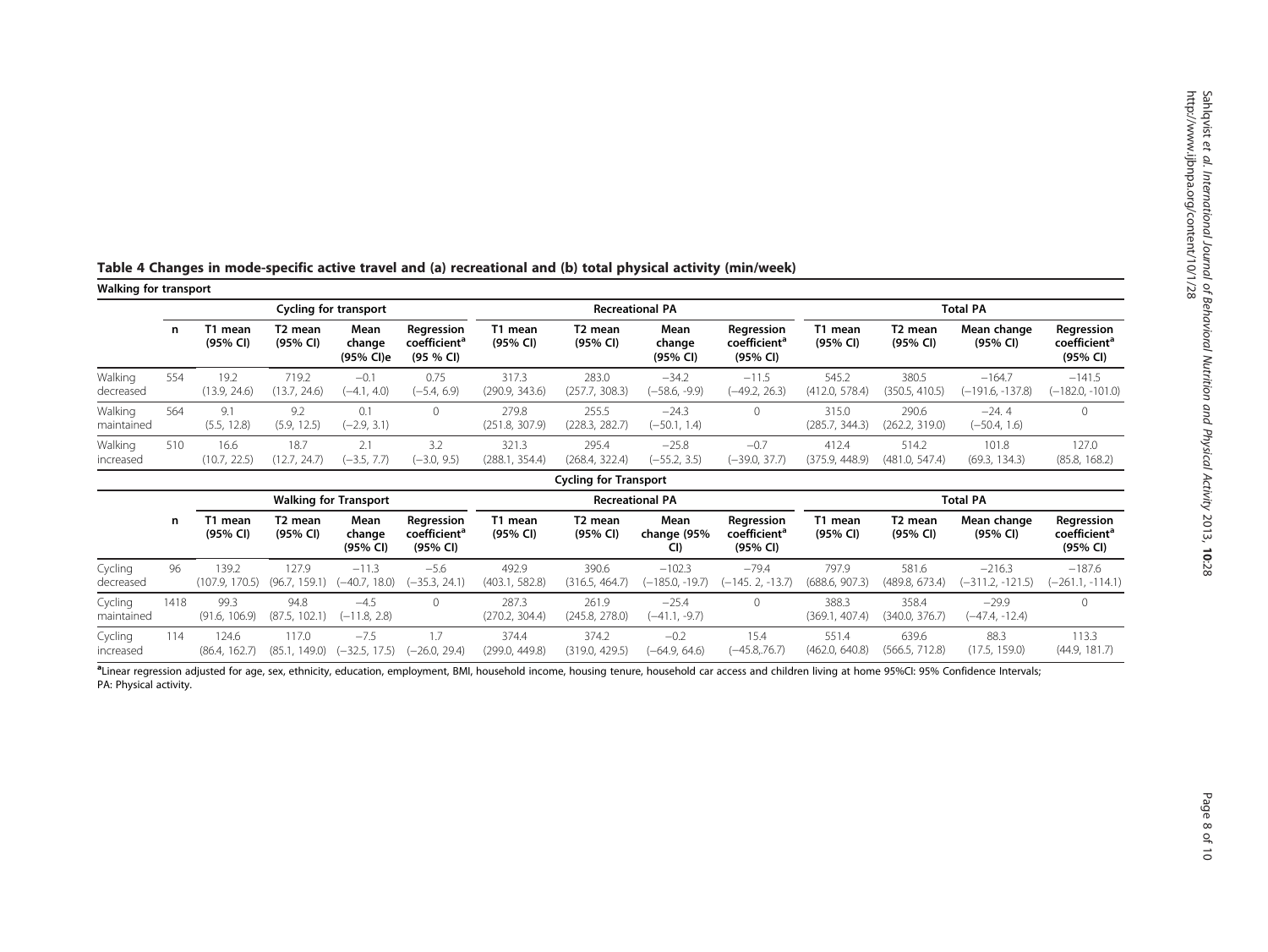**Table 4 Changes in mode-specific active travel and (a) recreational and (b) total physical activity (min/week)**

**Walking for transport**

| | | Cycling for transport | | | | Recreational PA | | | | Total PA | | | |
|---|---|---|---|---|---|---|---|---|---|---|---|---|---|
| | n | T1 mean (95% CI) | T2 mean (95% CI) | Mean change (95% CI)e | Regression coefficient[a] (95 % CI) | T1 mean (95% CI) | T2 mean (95% CI) | Mean change (95% CI) | Regression coefficient[a] (95% CI) | T1 mean (95% CI) | T2 mean (95% CI) | Mean change (95% CI) | Regression coefficient[a] (95% CI) |
| Walking decreased | 554 | 19.2 (13.9, 24.6) | 719.2 (13.7, 24.6) | −0.1 (−4.1, 4.0) | 0.75 (−5.4, 6.9) | 317.3 (290.9, 343.6) | 283.0 (257.7, 308.3) | −34.2 (−58.6, -9.9) | −11.5 (−49.2, 26.3) | 545.2 (412.0, 578.4) | 380.5 (350.5, 410.5) | −164.7 (−191.6, -137.8) | −141.5 (−182.0, -101.0) |
| Walking maintained | 564 | 9.1 (5.5, 12.8) | 9.2 (5.9, 12.5) | 0.1 (−2.9, 3.1) | 0 | 279.8 (251.8, 307.9) | 255.5 (228.3, 282.7) | −24.3 (−50.1, 1.4) | 0 | 315.0 (285.7, 344.3) | 290.6 (262.2, 319.0) | −24. 4 (−50.4, 1.6) | 0 |
| Walking increased | 510 | 16.6 (10.7, 22.5) | 18.7 (12.7, 24.7) | 2.1 (−3.5, 7.7) | 3.2 (−3.0, 9.5) | 321.3 (288.1, 354.4) | 295.4 (268.4, 322.4) | −25.8 (−55.2, 3.5) | −0.7 (−39.0, 37.7) | 412.4 (375.9, 448.9) | 514.2 (481.0, 547.4) | 101.8 (69.3, 134.3) | 127.0 (85.8, 168.2) |

**Cycling for Transport**

| | | Walking for Transport | | | | Recreational PA | | | | Total PA | | | |
|---|---|---|---|---|---|---|---|---|---|---|---|---|---|
| | n | T1 mean (95% CI) | T2 mean (95% CI) | Mean change (95% CI) | Regression coefficient[a] (95% CI) | T1 mean (95% CI) | T2 mean (95% CI) | Mean change (95% CI) | Regression coefficient[a] (95% CI) | T1 mean (95% CI) | T2 mean (95% CI) | Mean change (95% CI) | Regression coefficient[a] (95% CI) |
| Cycling decreased | 96 | 139.2 (107.9, 170.5) | 127.9 (96.7, 159.1) | −11.3 (−40.7, 18.0) | −5.6 (−35.3, 24.1) | 492.9 (403.1, 582.8) | 390.6 (316.5, 464.7) | −102.3 (−185.0, -19.7) | −79.4 (−145. 2, -13.7) | 797.9 (688.6, 907.3) | 581.6 (489.8, 673.4) | −216.3 (−311.2, -121.5) | −187.6 (−261.1, -114.1) |
| Cycling maintained | 1418 | 99.3 (91.6, 106.9) | 94.8 (87.5, 102.1) | −4.5 (−11.8, 2.8) | 0 | 287.3 (270.2, 304.4) | 261.9 (245.8, 278.0) | −25.4 (−41.1, -9.7) | 0 | 388.3 (369.1, 407.4) | 358.4 (340.0, 376.7) | −29.9 (−47.4, -12.4) | 0 |
| Cycling increased | 114 | 124.6 (86.4, 162.7) | 117.0 (85.1, 149.0) | −7.5 (−32.5, 17.5) | 1.7 (−26.0, 29.4) | 374.4 (299.0, 449.8) | 374.2 (319.0, 429.5) | −0.2 (−64.9, 64.6) | 15.4 (−45.8,.76.7) | 551.4 (462.0, 640.8) | 639.6 (566.5, 712.8) | 88.3 (17.5, 159.0) | 113.3 (44.9, 181.7) |

[a]Linear regression adjusted for age, sex, ethnicity, education, employment, BMI, household income, housing tenure, household car access and children living at home 95%CI: 95% Confidence Intervals; PA: Physical activity.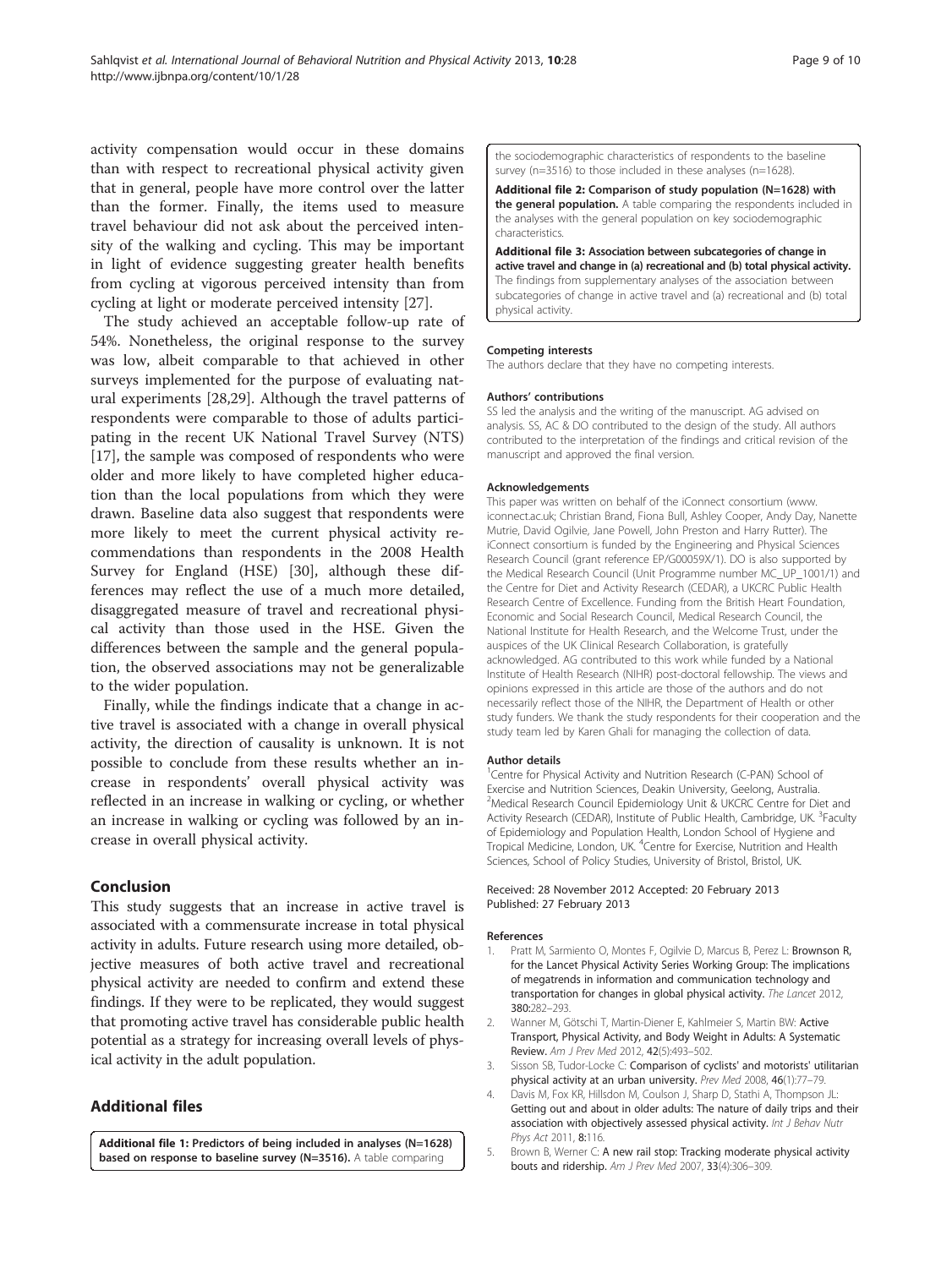activity compensation would occur in these domains than with respect to recreational physical activity given that in general, people have more control over the latter than the former. Finally, the items used to measure travel behaviour did not ask about the perceived intensity of the walking and cycling. This may be important in light of evidence suggesting greater health benefits from cycling at vigorous perceived intensity than from cycling at light or moderate perceived intensity [27].

The study achieved an acceptable follow-up rate of 54%. Nonetheless, the original response to the survey was low, albeit comparable to that achieved in other surveys implemented for the purpose of evaluating natural experiments [28,29]. Although the travel patterns of respondents were comparable to those of adults participating in the recent UK National Travel Survey (NTS) [17], the sample was composed of respondents who were older and more likely to have completed higher education than the local populations from which they were drawn. Baseline data also suggest that respondents were more likely to meet the current physical activity recommendations than respondents in the 2008 Health Survey for England (HSE) [30], although these differences may reflect the use of a much more detailed, disaggregated measure of travel and recreational physical activity than those used in the HSE. Given the differences between the sample and the general population, the observed associations may not be generalizable to the wider population.

Finally, while the findings indicate that a change in active travel is associated with a change in overall physical activity, the direction of causality is unknown. It is not possible to conclude from these results whether an increase in respondents' overall physical activity was reflected in an increase in walking or cycling, or whether an increase in walking or cycling was followed by an increase in overall physical activity.

## Conclusion

This study suggests that an increase in active travel is associated with a commensurate increase in total physical activity in adults. Future research using more detailed, objective measures of both active travel and recreational physical activity are needed to confirm and extend these findings. If they were to be replicated, they would suggest that promoting active travel has considerable public health potential as a strategy for increasing overall levels of physical activity in the adult population.

## Additional files

**Additional file 1: Predictors of being included in analyses (N=1628) based on response to baseline survey (N=3516).** A table comparing the sociodemographic characteristics of respondents to the baseline survey (n=3516) to those included in these analyses (n=1628).

**Additional file 2: Comparison of study population (N=1628) with the general population.** A table comparing the respondents included in the analyses with the general population on key sociodemographic characteristics.

**Additional file 3: Association between subcategories of change in active travel and change in (a) recreational and (b) total physical activity.** The findings from supplementary analyses of the association between subcategories of change in active travel and (a) recreational and (b) total physical activity.

#### Competing interests

The authors declare that they have no competing interests.

#### Authors' contributions

SS led the analysis and the writing of the manuscript. AG advised on analysis. SS, AC & DO contributed to the design of the study. All authors contributed to the interpretation of the findings and critical revision of the manuscript and approved the final version.

#### Acknowledgements

This paper was written on behalf of the iConnect consortium (www.iconnect.ac.uk; Christian Brand, Fiona Bull, Ashley Cooper, Andy Day, Nanette Mutrie, David Ogilvie, Jane Powell, John Preston and Harry Rutter). The iConnect consortium is funded by the Engineering and Physical Sciences Research Council (grant reference EP/G00059X/1). DO is also supported by the Medical Research Council (Unit Programme number MC_UP_1001/1) and the Centre for Diet and Activity Research (CEDAR), a UKCRC Public Health Research Centre of Excellence. Funding from the British Heart Foundation, Economic and Social Research Council, Medical Research Council, the National Institute for Health Research, and the Welcome Trust, under the auspices of the UK Clinical Research Collaboration, is gratefully acknowledged. AG contributed to this work while funded by a National Institute of Health Research (NIHR) post-doctoral fellowship. The views and opinions expressed in this article are those of the authors and do not necessarily reflect those of the NIHR, the Department of Health or other study funders. We thank the study respondents for their cooperation and the study team led by Karen Ghali for managing the collection of data.

#### Author details

[1]Centre for Physical Activity and Nutrition Research (C-PAN) School of Exercise and Nutrition Sciences, Deakin University, Geelong, Australia. [2]Medical Research Council Epidemiology Unit & UKCRC Centre for Diet and Activity Research (CEDAR), Institute of Public Health, Cambridge, UK. [3]Faculty of Epidemiology and Population Health, London School of Hygiene and Tropical Medicine, London, UK. [4]Centre for Exercise, Nutrition and Health Sciences, School of Policy Studies, University of Bristol, Bristol, UK.

Received: 28 November 2012 Accepted: 20 February 2013
Published: 27 February 2013

#### References

1. Pratt M, Sarmiento O, Montes F, Ogilvie D, Marcus B, Perez L: Brownson R, for the Lancet Physical Activity Series Working Group: The implications of megatrends in information and communication technology and transportation for changes in global physical activity. *The Lancet* 2012, **380**:282–293.
2. Wanner M, Götschi T, Martin-Diener E, Kahlmeier S, Martin BW: Active Transport, Physical Activity, and Body Weight in Adults: A Systematic Review. *Am J Prev Med* 2012, **42**(5):493–502.
3. Sisson SB, Tudor-Locke C: Comparison of cyclists' and motorists' utilitarian physical activity at an urban university. *Prev Med* 2008, **46**(1):77–79.
4. Davis M, Fox KR, Hillsdon M, Coulson J, Sharp D, Stathi A, Thompson JL: Getting out and about in older adults: The nature of daily trips and their association with objectively assessed physical activity. *Int J Behav Nutr Phys Act* 2011, **8**:116.
5. Brown B, Werner C: A new rail stop: Tracking moderate physical activity bouts and ridership. *Am J Prev Med* 2007, **33**(4):306–309.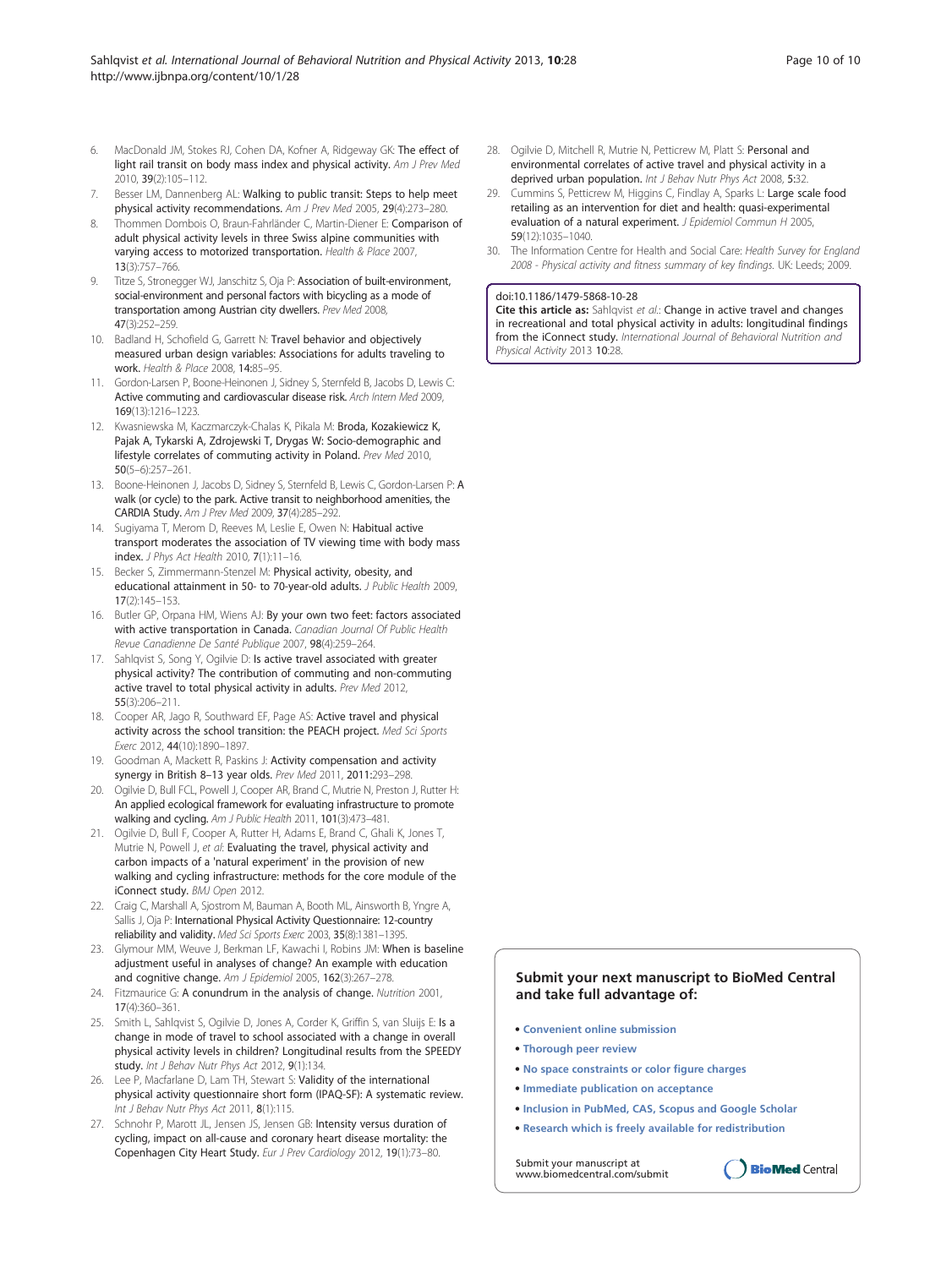6. MacDonald JM, Stokes RJ, Cohen DA, Kofner A, Ridgeway GK: **The effect of light rail transit on body mass index and physical activity.** *Am J Prev Med* 2010, **39**(2):105–112.
7. Besser LM, Dannenberg AL: **Walking to public transit: Steps to help meet physical activity recommendations.** *Am J Prev Med* 2005, **29**(4):273–280.
8. Thommen Dombois O, Braun-Fahrländer C, Martin-Diener E: **Comparison of adult physical activity levels in three Swiss alpine communities with varying access to motorized transportation.** *Health & Place* 2007, **13**(3):757–766.
9. Titze S, Stronegger WJ, Janschitz S, Oja P: **Association of built-environment, social-environment and personal factors with bicycling as a mode of transportation among Austrian city dwellers.** *Prev Med* 2008, **47**(3):252–259.
10. Badland H, Schofield G, Garrett N: **Travel behavior and objectively measured urban design variables: Associations for adults traveling to work.** *Health & Place* 2008, **14:**85–95.
11. Gordon-Larsen P, Boone-Heinonen J, Sidney S, Sternfeld B, Jacobs D, Lewis C: **Active commuting and cardiovascular disease risk.** *Arch Intern Med* 2009, **169**(13):1216–1223.
12. Kwasniewska M, Kaczmarczyk-Chalas K, Pikala M: **Broda, Kozakiewicz K, Pajak A, Tykarski A, Zdrojewski T, Drygas W: Socio-demographic and lifestyle correlates of commuting activity in Poland.** *Prev Med* 2010, **50**(5–6):257–261.
13. Boone-Heinonen J, Jacobs D, Sidney S, Sternfeld B, Lewis C, Gordon-Larsen P: **A walk (or cycle) to the park. Active transit to neighborhood amenities, the CARDIA Study.** *Am J Prev Med* 2009, **37**(4):285–292.
14. Sugiyama T, Merom D, Reeves M, Leslie E, Owen N: **Habitual active transport moderates the association of TV viewing time with body mass index.** *J Phys Act Health* 2010, **7**(1):11–16.
15. Becker S, Zimmermann-Stenzel M: **Physical activity, obesity, and educational attainment in 50- to 70-year-old adults.** *J Public Health* 2009, **17**(2):145–153.
16. Butler GP, Orpana HM, Wiens AJ: **By your own two feet: factors associated with active transportation in Canada.** *Canadian Journal Of Public Health Revue Canadienne De Santé Publique* 2007, **98**(4):259–264.
17. Sahlqvist S, Song Y, Ogilvie D: **Is active travel associated with greater physical activity? The contribution of commuting and non-commuting active travel to total physical activity in adults.** *Prev Med* 2012, **55**(3):206–211.
18. Cooper AR, Jago R, Southward EF, Page AS: **Active travel and physical activity across the school transition: the PEACH project.** *Med Sci Sports Exerc* 2012, **44**(10):1890–1897.
19. Goodman A, Mackett R, Paskins J: **Activity compensation and activity synergy in British 8–13 year olds.** *Prev Med* 2011, **2011:**293–298.
20. Ogilvie D, Bull FCL, Powell J, Cooper AR, Brand C, Mutrie N, Preston J, Rutter H: **An applied ecological framework for evaluating infrastructure to promote walking and cycling.** *Am J Public Health* 2011, **101**(3):473–481.
21. Ogilvie D, Bull F, Cooper A, Rutter H, Adams E, Brand C, Ghali K, Jones T, Mutrie N, Powell J, *et al*: **Evaluating the travel, physical activity and carbon impacts of a 'natural experiment' in the provision of new walking and cycling infrastructure: methods for the core module of the iConnect study.** *BMJ Open* 2012.
22. Craig C, Marshall A, Sjostrom M, Bauman A, Booth ML, Ainsworth B, Yngre A, Sallis J, Oja P: **International Physical Activity Questionnaire: 12-country reliability and validity.** *Med Sci Sports Exerc* 2003, **35**(8):1381–1395.
23. Glymour MM, Weuve J, Berkman LF, Kawachi I, Robins JM: **When is baseline adjustment useful in analyses of change? An example with education and cognitive change.** *Am J Epidemiol* 2005, **162**(3):267–278.
24. Fitzmaurice G: **A conundrum in the analysis of change.** *Nutrition* 2001, **17**(4):360–361.
25. Smith L, Sahlqvist S, Ogilvie D, Jones A, Corder K, Griffin S, van Sluijs E: **Is a change in mode of travel to school associated with a change in overall physical activity levels in children? Longitudinal results from the SPEEDY study.** *Int J Behav Nutr Phys Act* 2012, **9**(1):134.
26. Lee P, Macfarlane D, Lam TH, Stewart S: **Validity of the international physical activity questionnaire short form (IPAQ-SF): A systematic review.** *Int J Behav Nutr Phys Act* 2011, **8**(1):115.
27. Schnohr P, Marott JL, Jensen JS, Jensen GB: **Intensity versus duration of cycling, impact on all-cause and coronary heart disease mortality: the Copenhagen City Heart Study.** *Eur J Prev Cardiology* 2012, **19**(1):73–80.
28. Ogilvie D, Mitchell R, Mutrie N, Petticrew M, Platt S: **Personal and environmental correlates of active travel and physical activity in a deprived urban population.** *Int J Behav Nutr Phys Act* 2008, **5:**32.
29. Cummins S, Petticrew M, Higgins C, Findlay A, Sparks L: **Large scale food retailing as an intervention for diet and health: quasi-experimental evaluation of a natural experiment.** *J Epidemiol Commun H* 2005, **59**(12):1035–1040.
30. The Information Centre for Health and Social Care: *Health Survey for England 2008 - Physical activity and fitness summary of key findings.* UK: Leeds; 2009.

doi:10.1186/1479-5868-10-28

**Cite this article as:** Sahlqvist *et al.*: Change in active travel and changes in recreational and total physical activity in adults: longitudinal findings from the iConnect study. *International Journal of Behavioral Nutrition and Physical Activity* 2013 **10**:28.

**Submit your next manuscript to BioMed Central and take full advantage of:**

- **Convenient online submission**
- **Thorough peer review**
- **No space constraints or color figure charges**
- **Immediate publication on acceptance**
- **Inclusion in PubMed, CAS, Scopus and Google Scholar**
- **Research which is freely available for redistribution**

Submit your manuscript at www.biomedcentral.com/submit

BioMed Central